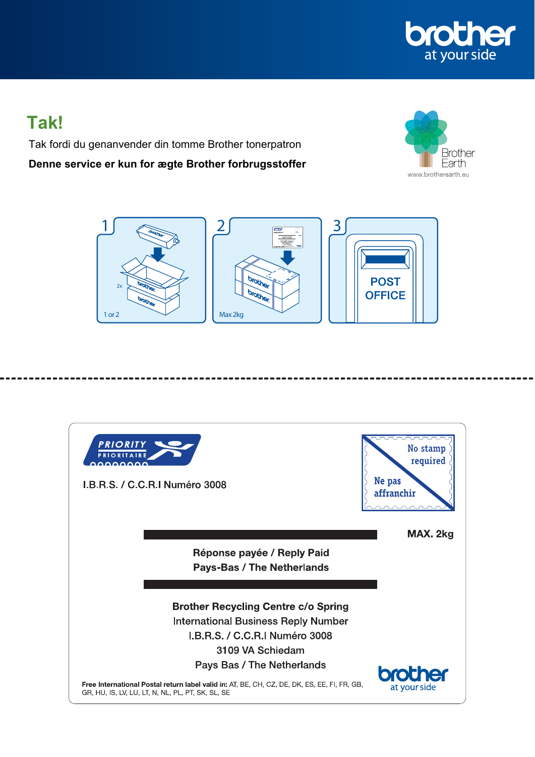brother
at your side

# Tak!

Tak fordi du genanvender din tomme Brother tonerpatron

**Denne service er kun for ægte Brother forbrugsstoffer**

Brother Earth
www.brotherearth.eu

1
2x
1 or 2

2
Max 2kg

3
POST OFFICE

---

PRIORITY
PRIORITAIRE

I.B.R.S. / C.C.R.I Numéro 3008

No stamp required

Ne pas affranchir

**MAX. 2kg**

**Réponse payée / Reply Paid**
**Pays-Bas / The Netherlands**

**Brother Recycling Centre c/o Spring**
International Business Reply Number
I.B.R.S. / C.C.R.I Numéro 3008
3109 VA Schiedam
Pays Bas / The Netherlands

**Free International Postal return label valid in:** AT, BE, CH, CZ, DE, DK, ES, EE, FI, FR, GB, GR, HU, IS, LV, LU, LT, N, NL, PL, PT, SK, SL, SE

brother
at your side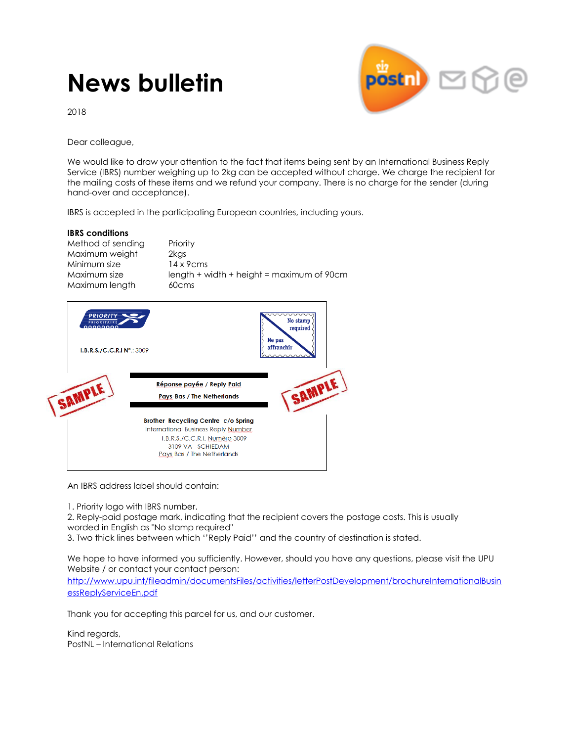# News bulletin

2018

Dear colleague,

We would like to draw your attention to the fact that items being sent by an International Business Reply Service (IBRS) number weighing up to 2kg can be accepted without charge. We charge the recipient for the mailing costs of these items and we refund your company. There is no charge for the sender (during hand-over and acceptance).

IBRS is accepted in the participating European countries, including yours.

**IBRS conditions**

| | |
|---|---|
| Method of sending | Priority |
| Maximum weight | 2kgs |
| Minimum size | 14 x 9cms |
| Maximum size | length + width + height = maximum of 90cm |
| Maximum length | 60cms |

PRIORITY
PRIORITAIRE

I.B.R.S./C.C.R.I N°.: 3009

No stamp required
Ne pas affranchir

SAMPLE

Réponse payée / Reply Paid

Pays-Bas / The Netherlands

SAMPLE

Brother Recycling Centre c/o Spring
International Business Reply Number
I.B.R.S./C.C.R.I. Numéro 3009
3109 VA SCHIEDAM
Pays Bas / The Netherlands

An IBRS address label should contain:

1. Priority logo with IBRS number.
2. Reply-paid postage mark, indicating that the recipient covers the postage costs. This is usually worded in English as "No stamp required"
3. Two thick lines between which ''Reply Paid'' and the country of destination is stated.

We hope to have informed you sufficiently. However, should you have any questions, please visit the UPU Website / or contact your contact person:
http://www.upu.int/fileadmin/documentsFiles/activities/letterPostDevelopment/brochureInternationalBusinessReplyServiceEn.pdf

Thank you for accepting this parcel for us, and our customer.

Kind regards,
PostNL – International Relations